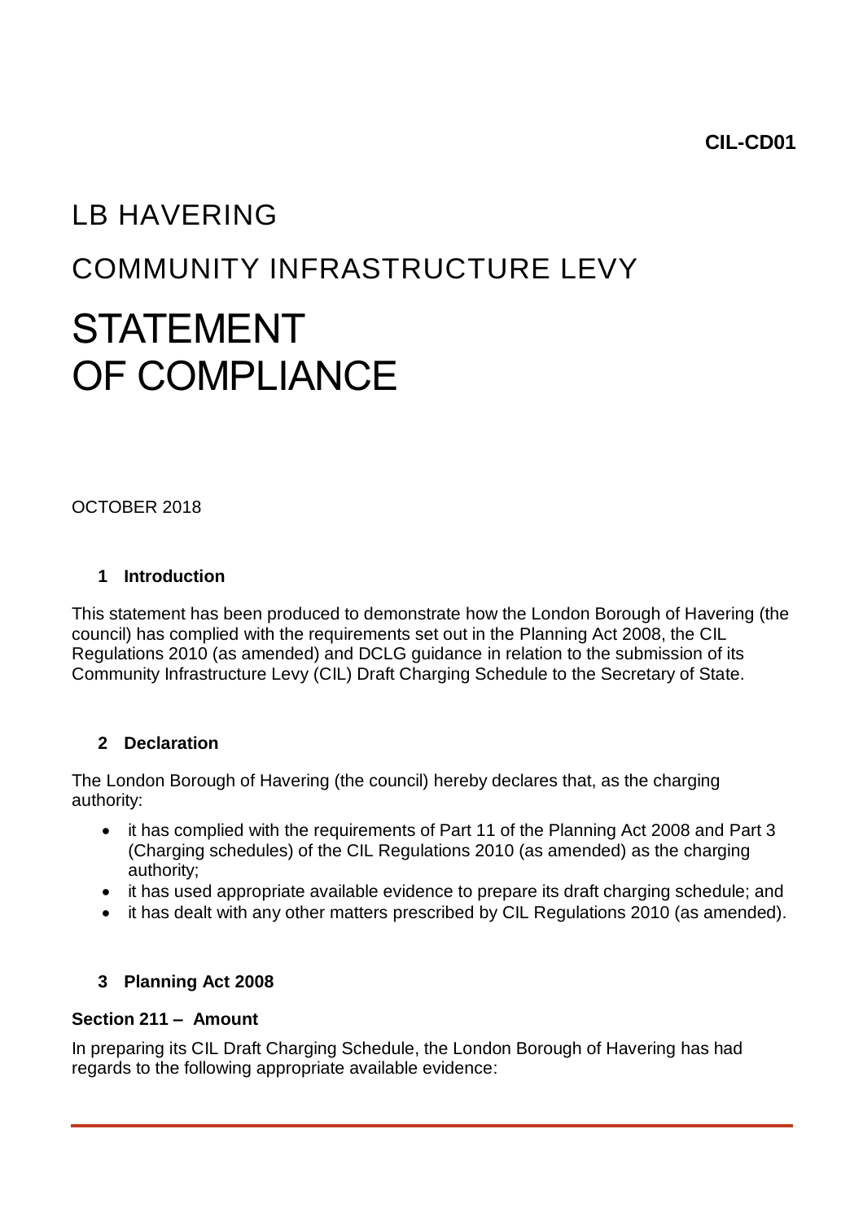**CIL-CD01**

# LB HAVERING

# COMMUNITY INFRASTRUCTURE LEVY

# STATEMENT OF COMPLIANCE

OCTOBER 2018

## 1 Introduction

This statement has been produced to demonstrate how the London Borough of Havering (the council) has complied with the requirements set out in the Planning Act 2008, the CIL Regulations 2010 (as amended) and DCLG guidance in relation to the submission of its Community Infrastructure Levy (CIL) Draft Charging Schedule to the Secretary of State.

## 2 Declaration

The London Borough of Havering (the council) hereby declares that, as the charging authority:

- it has complied with the requirements of Part 11 of the Planning Act 2008 and Part 3 (Charging schedules) of the CIL Regulations 2010 (as amended) as the charging authority;
- it has used appropriate available evidence to prepare its draft charging schedule; and
- it has dealt with any other matters prescribed by CIL Regulations 2010 (as amended).

## 3 Planning Act 2008

### Section 211 – Amount

In preparing its CIL Draft Charging Schedule, the London Borough of Havering has had regards to the following appropriate available evidence: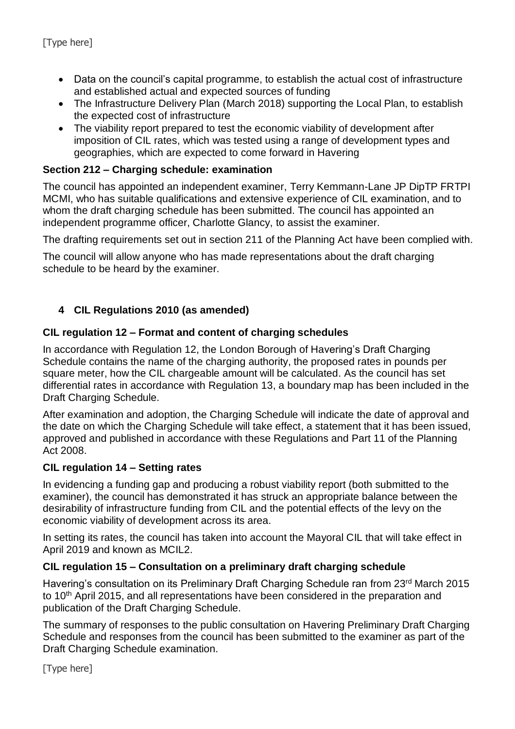- Data on the council's capital programme, to establish the actual cost of infrastructure and established actual and expected sources of funding
- The Infrastructure Delivery Plan (March 2018) supporting the Local Plan, to establish the expected cost of infrastructure
- The viability report prepared to test the economic viability of development after imposition of CIL rates, which was tested using a range of development types and geographies, which are expected to come forward in Havering

### Section 212 – Charging schedule: examination

The council has appointed an independent examiner, Terry Kemmann-Lane JP DipTP FRTPI MCMI, who has suitable qualifications and extensive experience of CIL examination, and to whom the draft charging schedule has been submitted. The council has appointed an independent programme officer, Charlotte Glancy, to assist the examiner.

The drafting requirements set out in section 211 of the Planning Act have been complied with.

The council will allow anyone who has made representations about the draft charging schedule to be heard by the examiner.

## 4 CIL Regulations 2010 (as amended)

### CIL regulation 12 – Format and content of charging schedules

In accordance with Regulation 12, the London Borough of Havering's Draft Charging Schedule contains the name of the charging authority, the proposed rates in pounds per square meter, how the CIL chargeable amount will be calculated. As the council has set differential rates in accordance with Regulation 13, a boundary map has been included in the Draft Charging Schedule.

After examination and adoption, the Charging Schedule will indicate the date of approval and the date on which the Charging Schedule will take effect, a statement that it has been issued, approved and published in accordance with these Regulations and Part 11 of the Planning Act 2008.

### CIL regulation 14 – Setting rates

In evidencing a funding gap and producing a robust viability report (both submitted to the examiner), the council has demonstrated it has struck an appropriate balance between the desirability of infrastructure funding from CIL and the potential effects of the levy on the economic viability of development across its area.

In setting its rates, the council has taken into account the Mayoral CIL that will take effect in April 2019 and known as MCIL2.

### CIL regulation 15 – Consultation on a preliminary draft charging schedule

Havering's consultation on its Preliminary Draft Charging Schedule ran from 23rd March 2015 to 10th April 2015, and all representations have been considered in the preparation and publication of the Draft Charging Schedule.

The summary of responses to the public consultation on Havering Preliminary Draft Charging Schedule and responses from the council has been submitted to the examiner as part of the Draft Charging Schedule examination.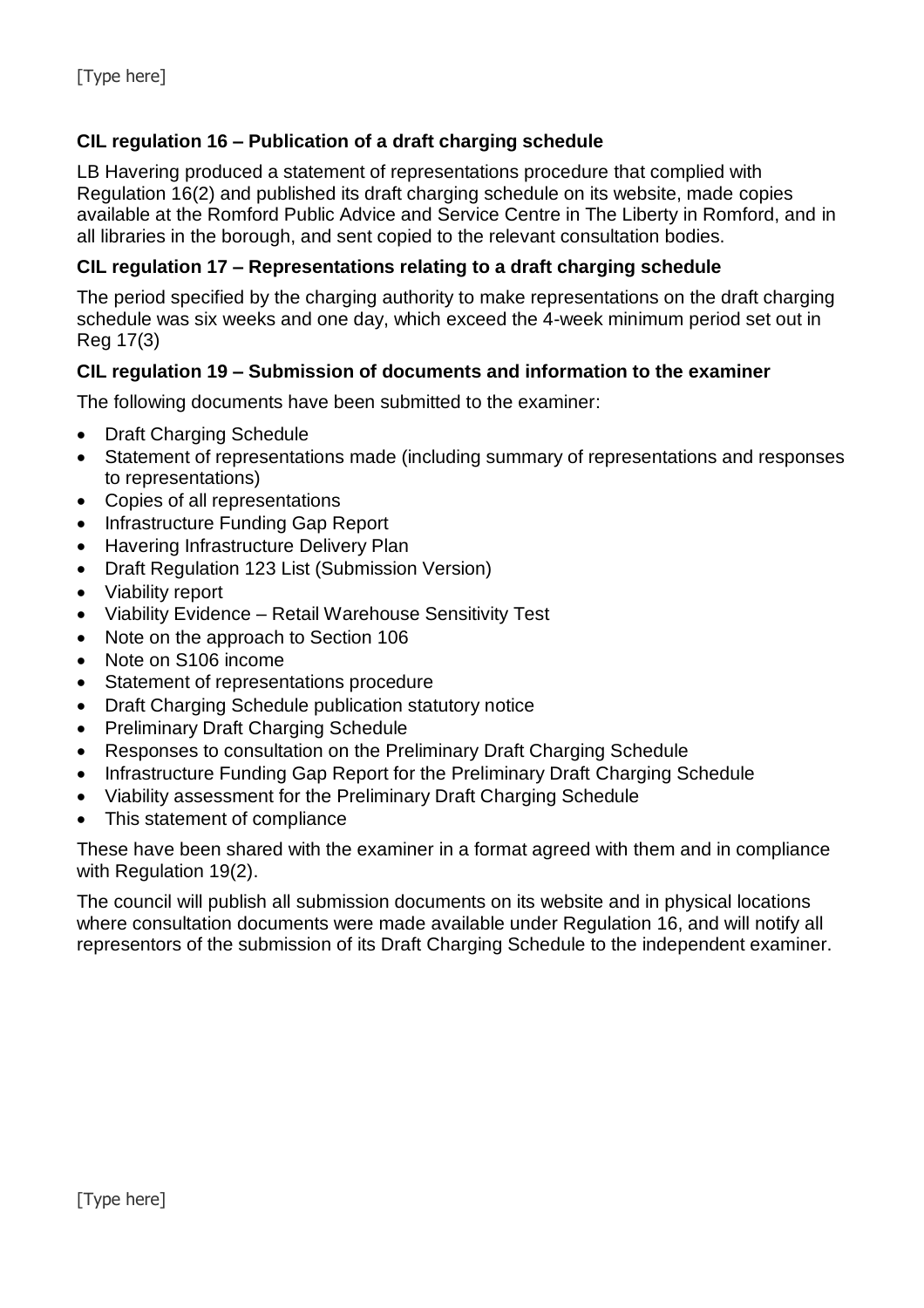**CIL regulation 16 – Publication of a draft charging schedule**

LB Havering produced a statement of representations procedure that complied with Regulation 16(2) and published its draft charging schedule on its website, made copies available at the Romford Public Advice and Service Centre in The Liberty in Romford, and in all libraries in the borough, and sent copied to the relevant consultation bodies.

**CIL regulation 17 – Representations relating to a draft charging schedule**

The period specified by the charging authority to make representations on the draft charging schedule was six weeks and one day, which exceed the 4-week minimum period set out in Reg 17(3)

**CIL regulation 19 – Submission of documents and information to the examiner**

The following documents have been submitted to the examiner:

- Draft Charging Schedule
- Statement of representations made (including summary of representations and responses to representations)
- Copies of all representations
- Infrastructure Funding Gap Report
- Havering Infrastructure Delivery Plan
- Draft Regulation 123 List (Submission Version)
- Viability report
- Viability Evidence – Retail Warehouse Sensitivity Test
- Note on the approach to Section 106
- Note on S106 income
- Statement of representations procedure
- Draft Charging Schedule publication statutory notice
- Preliminary Draft Charging Schedule
- Responses to consultation on the Preliminary Draft Charging Schedule
- Infrastructure Funding Gap Report for the Preliminary Draft Charging Schedule
- Viability assessment for the Preliminary Draft Charging Schedule
- This statement of compliance

These have been shared with the examiner in a format agreed with them and in compliance with Regulation 19(2).

The council will publish all submission documents on its website and in physical locations where consultation documents were made available under Regulation 16, and will notify all representors of the submission of its Draft Charging Schedule to the independent examiner.